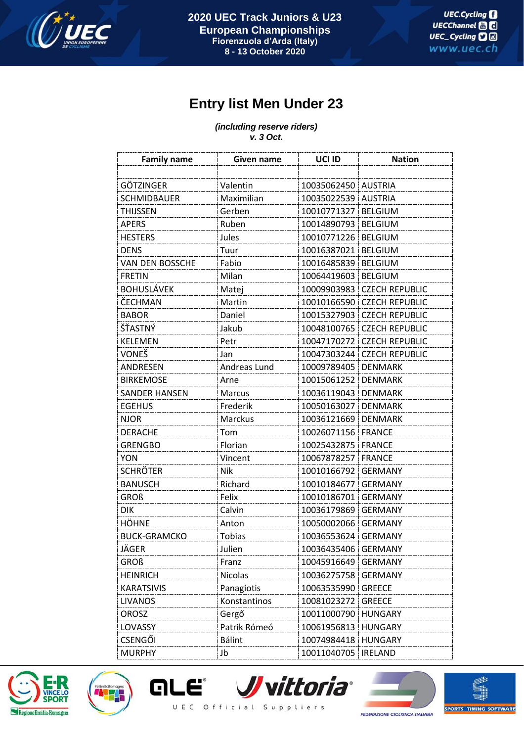# Entry list Men Under 23

*(including reserve riders)*
*v. 3 Oct.*

| Family name | Given name | UCI ID | Nation |
|---|---|---|---|
| | | | |
| GÖTZINGER | Valentin | 10035062450 | AUSTRIA |
| SCHMIDBAUER | Maximilian | 10035022539 | AUSTRIA |
| THIJSSEN | Gerben | 10010771327 | BELGIUM |
| APERS | Ruben | 10014890793 | BELGIUM |
| HESTERS | Jules | 10010771226 | BELGIUM |
| DENS | Tuur | 10016387021 | BELGIUM |
| VAN DEN BOSSCHE | Fabio | 10016485839 | BELGIUM |
| FRETIN | Milan | 10064419603 | BELGIUM |
| BOHUSLÁVEK | Matej | 10009903983 | CZECH REPUBLIC |
| ČECHMAN | Martin | 10010166590 | CZECH REPUBLIC |
| BABOR | Daniel | 10015327903 | CZECH REPUBLIC |
| ŠŤASTNÝ | Jakub | 10048100765 | CZECH REPUBLIC |
| KELEMEN | Petr | 10047170272 | CZECH REPUBLIC |
| VONEŠ | Jan | 10047303244 | CZECH REPUBLIC |
| ANDRESEN | Andreas Lund | 10009789405 | DENMARK |
| BIRKEMOSE | Arne | 10015061252 | DENMARK |
| SANDER HANSEN | Marcus | 10036119043 | DENMARK |
| EGEHUS | Frederik | 10050163027 | DENMARK |
| NJOR | Marckus | 10036121669 | DENMARK |
| DERACHE | Tom | 10026071156 | FRANCE |
| GRENGBO | Florian | 10025432875 | FRANCE |
| YON | Vincent | 10067878257 | FRANCE |
| SCHRÖTER | Nik | 10010166792 | GERMANY |
| BANUSCH | Richard | 10010184677 | GERMANY |
| GROß | Felix | 10010186701 | GERMANY |
| DIK | Calvin | 10036179869 | GERMANY |
| HÖHNE | Anton | 10050002066 | GERMANY |
| BUCK-GRAMCKO | Tobias | 10036553624 | GERMANY |
| JÄGER | Julien | 10036435406 | GERMANY |
| GROß | Franz | 10045916649 | GERMANY |
| HEINRICH | Nicolas | 10036275758 | GERMANY |
| KARATSIVIS | Panagiotis | 10063535990 | GREECE |
| LIVANOS | Konstantinos | 10081023272 | GREECE |
| OROSZ | Gergő | 10011000790 | HUNGARY |
| LOVASSY | Patrik Rómeó | 10061956813 | HUNGARY |
| CSENGŐI | Bálint | 10074984418 | HUNGARY |
| MURPHY | Jb | 10011040705 | IRELAND |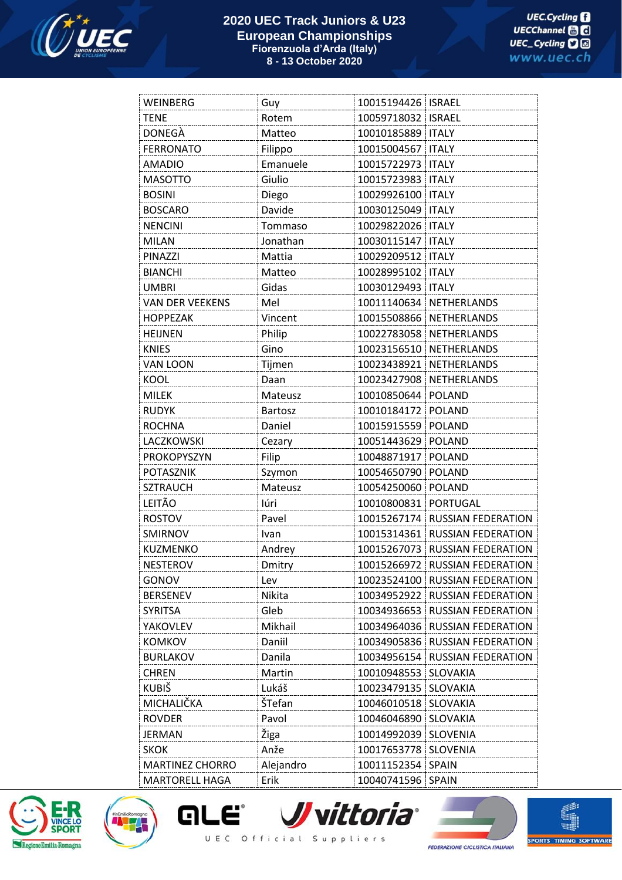| | | | |
|---|---|---|---|
| WEINBERG | Guy | 10015194426 | ISRAEL |
| TENE | Rotem | 10059718032 | ISRAEL |
| DONEGÀ | Matteo | 10010185889 | ITALY |
| FERRONATO | Filippo | 10015004567 | ITALY |
| AMADIO | Emanuele | 10015722973 | ITALY |
| MASOTTO | Giulio | 10015723983 | ITALY |
| BOSINI | Diego | 10029926100 | ITALY |
| BOSCARO | Davide | 10030125049 | ITALY |
| NENCINI | Tommaso | 10029822026 | ITALY |
| MILAN | Jonathan | 10030115147 | ITALY |
| PINAZZI | Mattia | 10029209512 | ITALY |
| BIANCHI | Matteo | 10028995102 | ITALY |
| UMBRI | Gidas | 10030129493 | ITALY |
| VAN DER VEEKENS | Mel | 10011140634 | NETHERLANDS |
| HOPPEZAK | Vincent | 10015508866 | NETHERLANDS |
| HEIJNEN | Philip | 10022783058 | NETHERLANDS |
| KNIES | Gino | 10023156510 | NETHERLANDS |
| VAN LOON | Tijmen | 10023438921 | NETHERLANDS |
| KOOL | Daan | 10023427908 | NETHERLANDS |
| MILEK | Mateusz | 10010850644 | POLAND |
| RUDYK | Bartosz | 10010184172 | POLAND |
| ROCHNA | Daniel | 10015915559 | POLAND |
| LACZKOWSKI | Cezary | 10051443629 | POLAND |
| PROKOPYSZYN | Filip | 10048871917 | POLAND |
| POTASZNIK | Szymon | 10054650790 | POLAND |
| SZTRAUCH | Mateusz | 10054250060 | POLAND |
| LEITÃO | Iúri | 10010800831 | PORTUGAL |
| ROSTOV | Pavel | 10015267174 | RUSSIAN FEDERATION |
| SMIRNOV | Ivan | 10015314361 | RUSSIAN FEDERATION |
| KUZMENKO | Andrey | 10015267073 | RUSSIAN FEDERATION |
| NESTEROV | Dmitry | 10015266972 | RUSSIAN FEDERATION |
| GONOV | Lev | 10023524100 | RUSSIAN FEDERATION |
| BERSENEV | Nikita | 10034952922 | RUSSIAN FEDERATION |
| SYRITSA | Gleb | 10034936653 | RUSSIAN FEDERATION |
| YAKOVLEV | Mikhail | 10034964036 | RUSSIAN FEDERATION |
| KOMKOV | Daniil | 10034905836 | RUSSIAN FEDERATION |
| BURLAKOV | Danila | 10034956154 | RUSSIAN FEDERATION |
| CHREN | Martin | 10010948553 | SLOVAKIA |
| KUBIŠ | Lukáš | 10023479135 | SLOVAKIA |
| MICHALIČKA | ŠTefan | 10046010518 | SLOVAKIA |
| ROVDER | Pavol | 10046046890 | SLOVAKIA |
| JERMAN | Žiga | 10014992039 | SLOVENIA |
| SKOK | Anže | 10017653778 | SLOVENIA |
| MARTINEZ CHORRO | Alejandro | 10011152354 | SPAIN |
| MARTORELL HAGA | Erik | 10040741596 | SPAIN |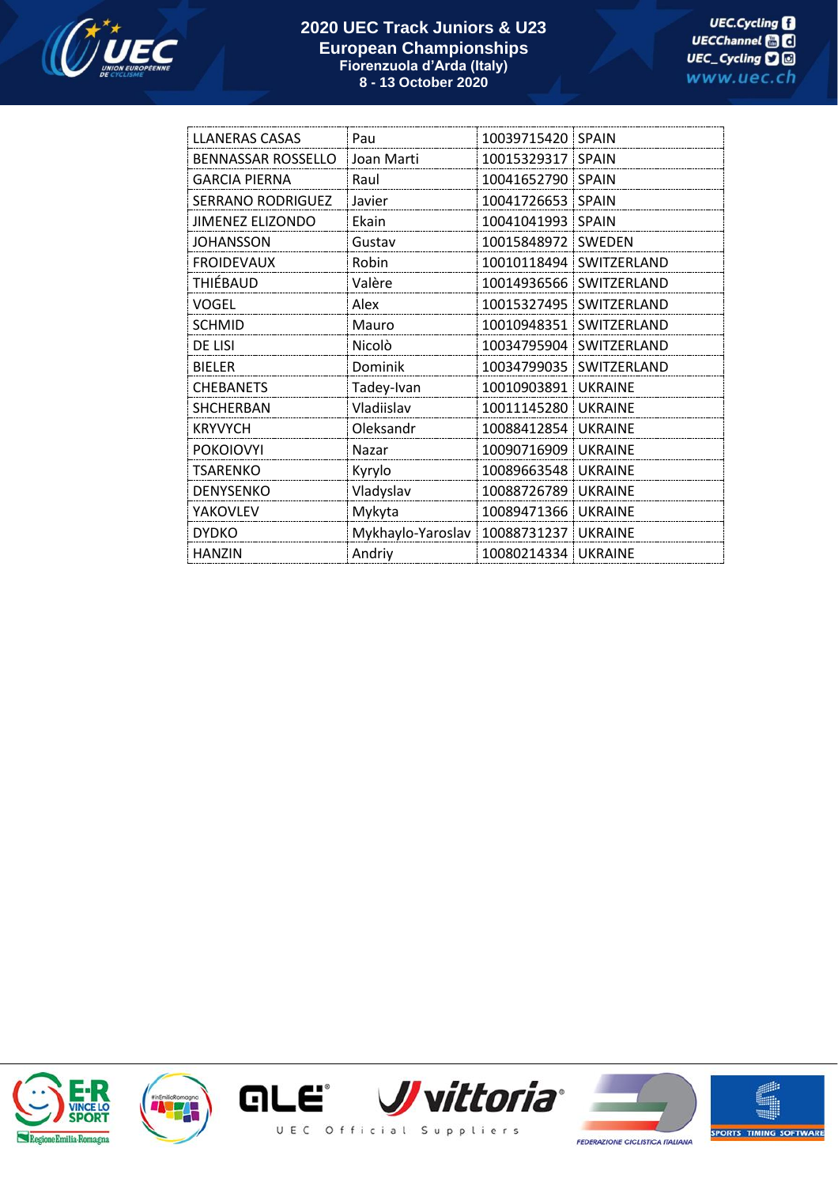| | | | |
|---|---|---|---|
| LLANERAS CASAS | Pau | 10039715420 | SPAIN |
| BENNASSAR ROSSELLO | Joan Marti | 10015329317 | SPAIN |
| GARCIA PIERNA | Raul | 10041652790 | SPAIN |
| SERRANO RODRIGUEZ | Javier | 10041726653 | SPAIN |
| JIMENEZ ELIZONDO | Ekain | 10041041993 | SPAIN |
| JOHANSSON | Gustav | 10015848972 | SWEDEN |
| FROIDEVAUX | Robin | 10010118494 | SWITZERLAND |
| THIÉBAUD | Valère | 10014936566 | SWITZERLAND |
| VOGEL | Alex | 10015327495 | SWITZERLAND |
| SCHMID | Mauro | 10010948351 | SWITZERLAND |
| DE LISI | Nicolò | 10034795904 | SWITZERLAND |
| BIELER | Dominik | 10034799035 | SWITZERLAND |
| CHEBANETS | Tadey-Ivan | 10010903891 | UKRAINE |
| SHCHERBAN | Vladiislav | 10011145280 | UKRAINE |
| KRYVYCH | Oleksandr | 10088412854 | UKRAINE |
| POKOIOVYI | Nazar | 10090716909 | UKRAINE |
| TSARENKO | Kyrylo | 10089663548 | UKRAINE |
| DENYSENKO | Vladyslav | 10088726789 | UKRAINE |
| YAKOVLEV | Mykyta | 10089471366 | UKRAINE |
| DYDKO | Mykhaylo-Yaroslav | 10088731237 | UKRAINE |
| HANZIN | Andriy | 10080214334 | UKRAINE |